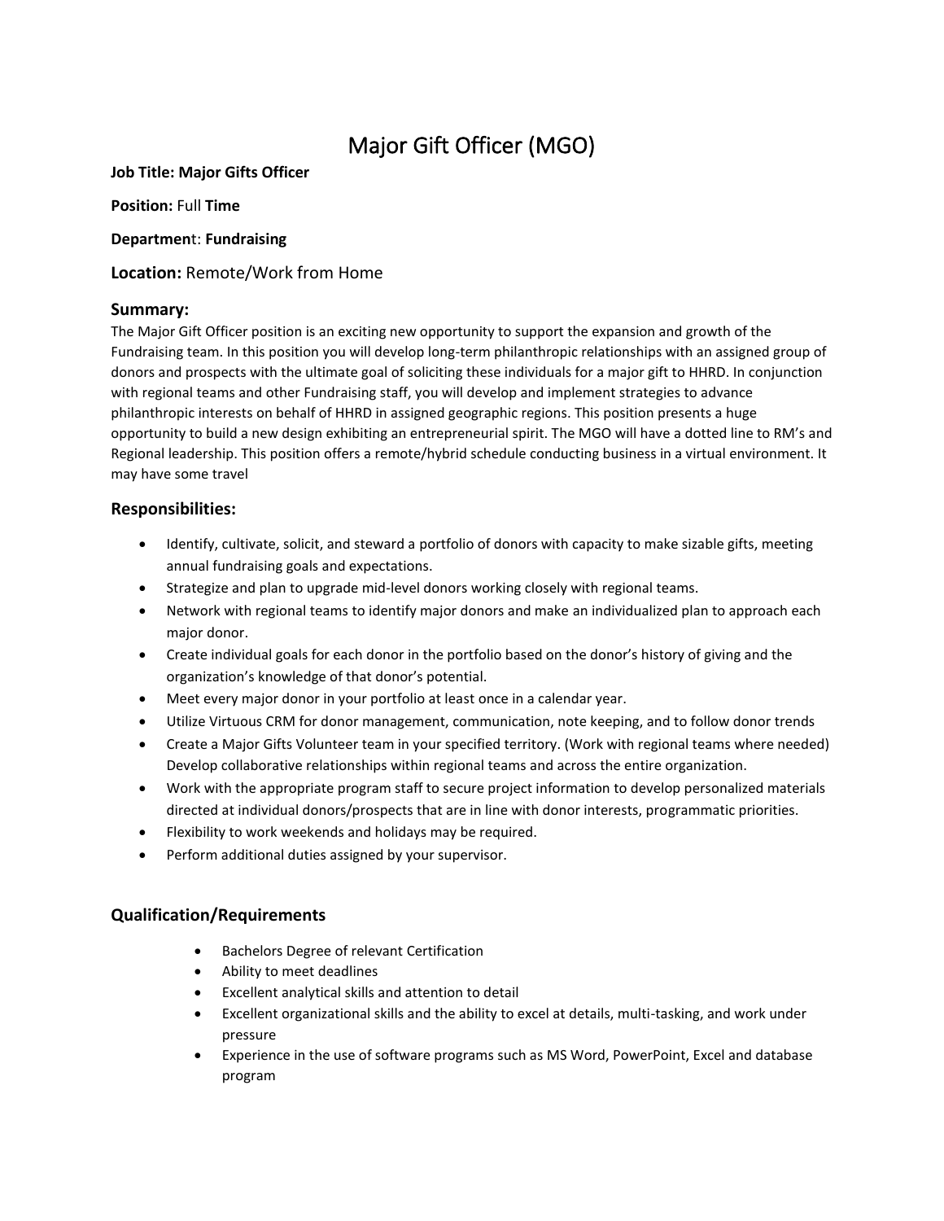# Major Gift Officer (MGO)

**Job Title: Major Gifts Officer**

**Position:** Full **Time**

**Departmen**t: **Fundraising**

**Location:** Remote/Work from Home

## Summary:

The Major Gift Officer position is an exciting new opportunity to support the expansion and growth of the Fundraising team. In this position you will develop long-term philanthropic relationships with an assigned group of donors and prospects with the ultimate goal of soliciting these individuals for a major gift to HHRD. In conjunction with regional teams and other Fundraising staff, you will develop and implement strategies to advance philanthropic interests on behalf of HHRD in assigned geographic regions. This position presents a huge opportunity to build a new design exhibiting an entrepreneurial spirit. The MGO will have a dotted line to RM's and Regional leadership. This position offers a remote/hybrid schedule conducting business in a virtual environment. It may have some travel

## Responsibilities:

- Identify, cultivate, solicit, and steward a portfolio of donors with capacity to make sizable gifts, meeting annual fundraising goals and expectations.
- Strategize and plan to upgrade mid-level donors working closely with regional teams.
- Network with regional teams to identify major donors and make an individualized plan to approach each major donor.
- Create individual goals for each donor in the portfolio based on the donor's history of giving and the organization's knowledge of that donor's potential.
- Meet every major donor in your portfolio at least once in a calendar year.
- Utilize Virtuous CRM for donor management, communication, note keeping, and to follow donor trends
- Create a Major Gifts Volunteer team in your specified territory. (Work with regional teams where needed) Develop collaborative relationships within regional teams and across the entire organization.
- Work with the appropriate program staff to secure project information to develop personalized materials directed at individual donors/prospects that are in line with donor interests, programmatic priorities.
- Flexibility to work weekends and holidays may be required.
- Perform additional duties assigned by your supervisor.

## Qualification/Requirements

- Bachelors Degree of relevant Certification
- Ability to meet deadlines
- Excellent analytical skills and attention to detail
- Excellent organizational skills and the ability to excel at details, multi-tasking, and work under pressure
- Experience in the use of software programs such as MS Word, PowerPoint, Excel and database program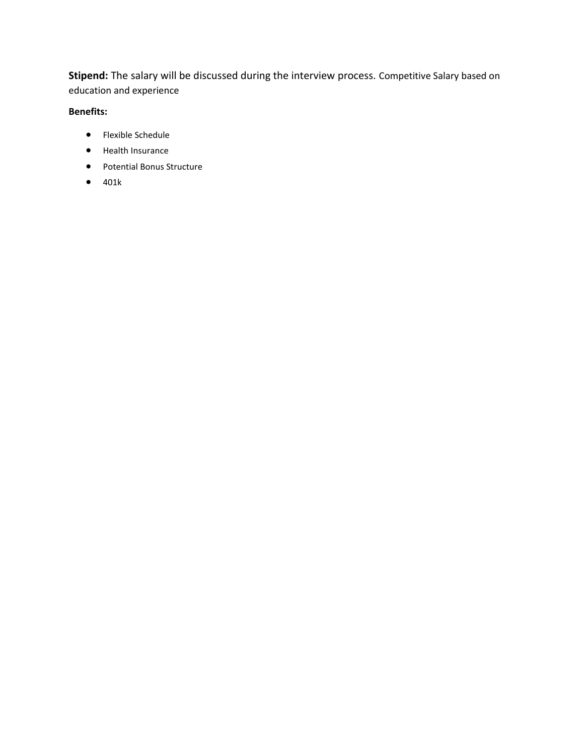**Stipend:** The salary will be discussed during the interview process. Competitive Salary based on education and experience

**Benefits:**

- Flexible Schedule
- Health Insurance
- Potential Bonus Structure
- 401k